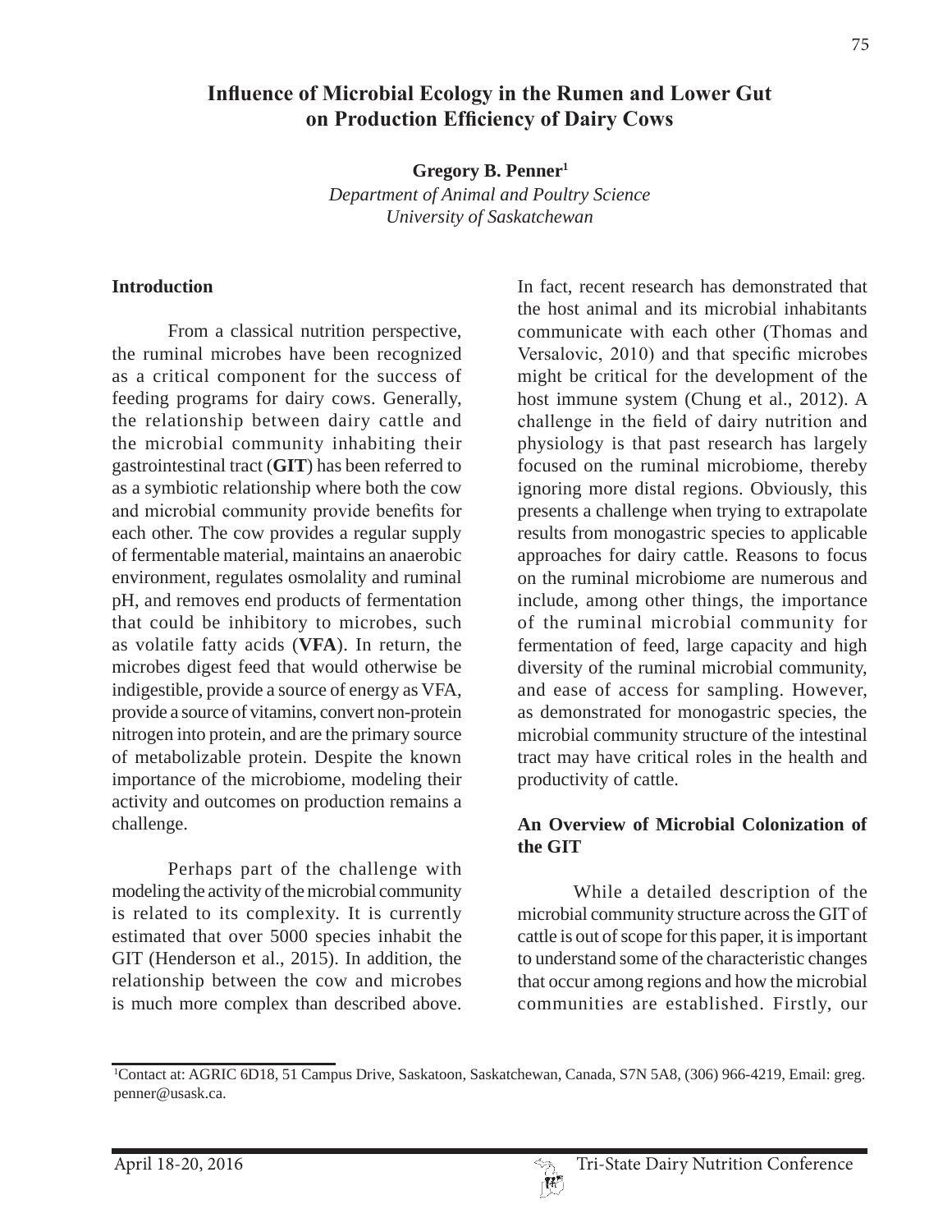# Influence of Microbial Ecology in the Rumen and Lower Gut on Production Efficiency of Dairy Cows

**Gregory B. Penner**[1]

*Department of Animal and Poultry Science*
*University of Saskatchewan*

## Introduction

From a classical nutrition perspective, the ruminal microbes have been recognized as a critical component for the success of feeding programs for dairy cows. Generally, the relationship between dairy cattle and the microbial community inhabiting their gastrointestinal tract (**GIT**) has been referred to as a symbiotic relationship where both the cow and microbial community provide benefits for each other. The cow provides a regular supply of fermentable material, maintains an anaerobic environment, regulates osmolality and ruminal pH, and removes end products of fermentation that could be inhibitory to microbes, such as volatile fatty acids (**VFA**). In return, the microbes digest feed that would otherwise be indigestible, provide a source of energy as VFA, provide a source of vitamins, convert non-protein nitrogen into protein, and are the primary source of metabolizable protein. Despite the known importance of the microbiome, modeling their activity and outcomes on production remains a challenge.

Perhaps part of the challenge with modeling the activity of the microbial community is related to its complexity. It is currently estimated that over 5000 species inhabit the GIT (Henderson et al., 2015). In addition, the relationship between the cow and microbes is much more complex than described above. In fact, recent research has demonstrated that the host animal and its microbial inhabitants communicate with each other (Thomas and Versalovic, 2010) and that specific microbes might be critical for the development of the host immune system (Chung et al., 2012). A challenge in the field of dairy nutrition and physiology is that past research has largely focused on the ruminal microbiome, thereby ignoring more distal regions. Obviously, this presents a challenge when trying to extrapolate results from monogastric species to applicable approaches for dairy cattle. Reasons to focus on the ruminal microbiome are numerous and include, among other things, the importance of the ruminal microbial community for fermentation of feed, large capacity and high diversity of the ruminal microbial community, and ease of access for sampling. However, as demonstrated for monogastric species, the microbial community structure of the intestinal tract may have critical roles in the health and productivity of cattle.

## An Overview of Microbial Colonization of the GIT

While a detailed description of the microbial community structure across the GIT of cattle is out of scope for this paper, it is important to understand some of the characteristic changes that occur among regions and how the microbial communities are established. Firstly, our

[1]Contact at: AGRIC 6D18, 51 Campus Drive, Saskatoon, Saskatchewan, Canada, S7N 5A8, (306) 966-4219, Email: greg.penner@usask.ca.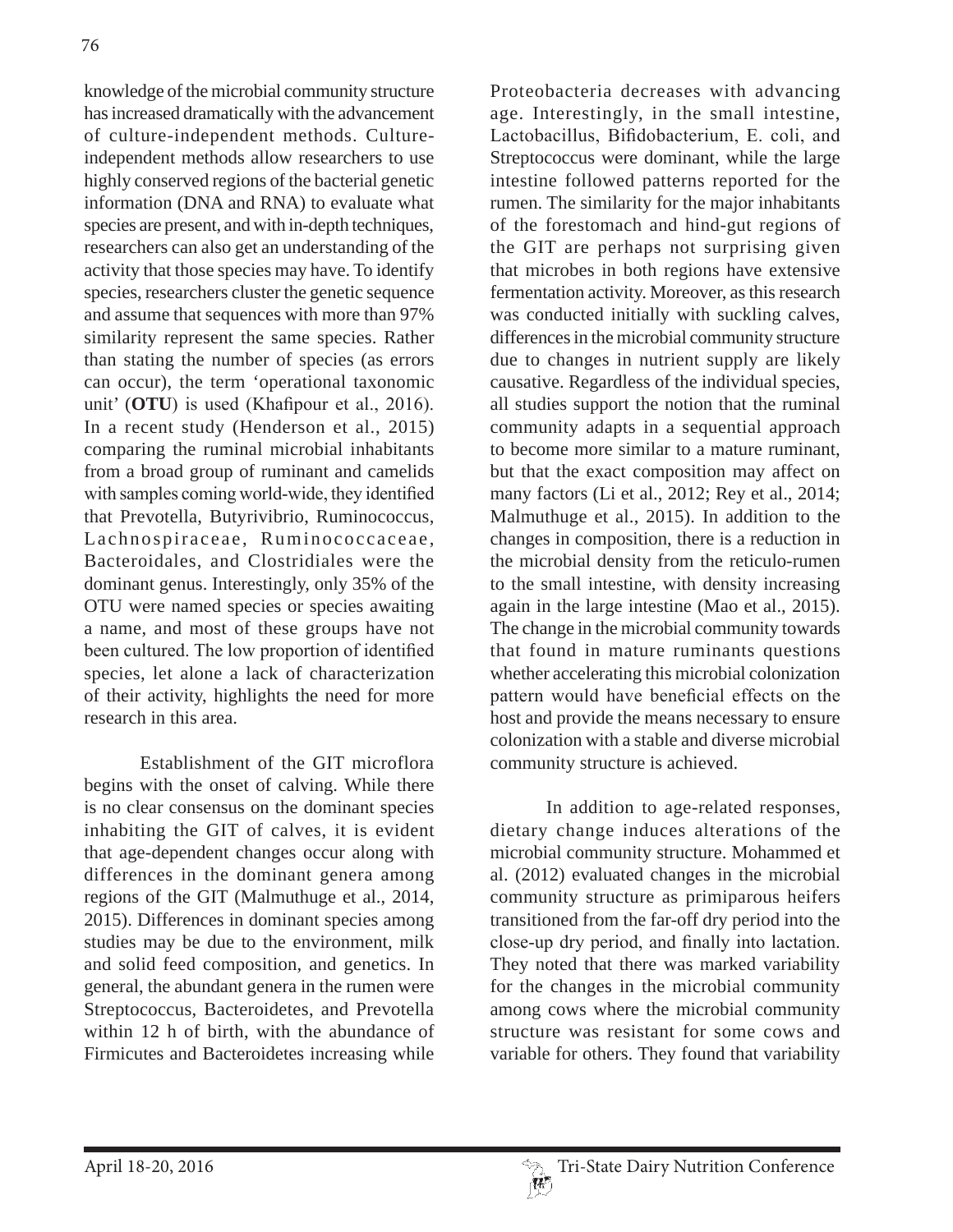knowledge of the microbial community structure has increased dramatically with the advancement of culture-independent methods. Culture-independent methods allow researchers to use highly conserved regions of the bacterial genetic information (DNA and RNA) to evaluate what species are present, and with in-depth techniques, researchers can also get an understanding of the activity that those species may have. To identify species, researchers cluster the genetic sequence and assume that sequences with more than 97% similarity represent the same species. Rather than stating the number of species (as errors can occur), the term 'operational taxonomic unit' (**OTU**) is used (Khafipour et al., 2016). In a recent study (Henderson et al., 2015) comparing the ruminal microbial inhabitants from a broad group of ruminant and camelids with samples coming world-wide, they identified that Prevotella, Butyrivibrio, Ruminococcus, Lachnospiraceae, Ruminococcaceae, Bacteroidales, and Clostridiales were the dominant genus. Interestingly, only 35% of the OTU were named species or species awaiting a name, and most of these groups have not been cultured. The low proportion of identified species, let alone a lack of characterization of their activity, highlights the need for more research in this area.

Establishment of the GIT microflora begins with the onset of calving. While there is no clear consensus on the dominant species inhabiting the GIT of calves, it is evident that age-dependent changes occur along with differences in the dominant genera among regions of the GIT (Malmuthuge et al., 2014, 2015). Differences in dominant species among studies may be due to the environment, milk and solid feed composition, and genetics. In general, the abundant genera in the rumen were Streptococcus, Bacteroidetes, and Prevotella within 12 h of birth, with the abundance of Firmicutes and Bacteroidetes increasing while Proteobacteria decreases with advancing age. Interestingly, in the small intestine, Lactobacillus, Bifidobacterium, E. coli, and Streptococcus were dominant, while the large intestine followed patterns reported for the rumen. The similarity for the major inhabitants of the forestomach and hind-gut regions of the GIT are perhaps not surprising given that microbes in both regions have extensive fermentation activity. Moreover, as this research was conducted initially with suckling calves, differences in the microbial community structure due to changes in nutrient supply are likely causative. Regardless of the individual species, all studies support the notion that the ruminal community adapts in a sequential approach to become more similar to a mature ruminant, but that the exact composition may affect on many factors (Li et al., 2012; Rey et al., 2014; Malmuthuge et al., 2015). In addition to the changes in composition, there is a reduction in the microbial density from the reticulo-rumen to the small intestine, with density increasing again in the large intestine (Mao et al., 2015). The change in the microbial community towards that found in mature ruminants questions whether accelerating this microbial colonization pattern would have beneficial effects on the host and provide the means necessary to ensure colonization with a stable and diverse microbial community structure is achieved.

In addition to age-related responses, dietary change induces alterations of the microbial community structure. Mohammed et al. (2012) evaluated changes in the microbial community structure as primiparous heifers transitioned from the far-off dry period into the close-up dry period, and finally into lactation. They noted that there was marked variability for the changes in the microbial community among cows where the microbial community structure was resistant for some cows and variable for others. They found that variability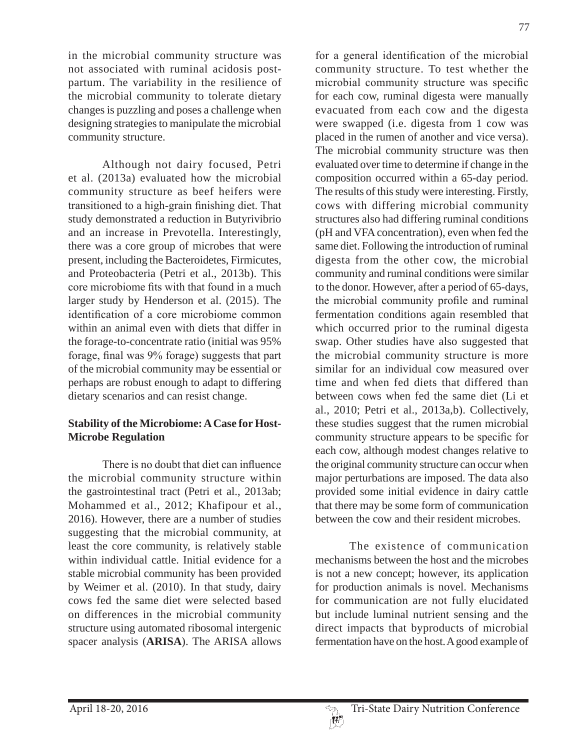in the microbial community structure was not associated with ruminal acidosis postpartum. The variability in the resilience of the microbial community to tolerate dietary changes is puzzling and poses a challenge when designing strategies to manipulate the microbial community structure.

Although not dairy focused, Petri et al. (2013a) evaluated how the microbial community structure as beef heifers were transitioned to a high-grain finishing diet. That study demonstrated a reduction in Butyrivibrio and an increase in Prevotella. Interestingly, there was a core group of microbes that were present, including the Bacteroidetes, Firmicutes, and Proteobacteria (Petri et al., 2013b). This core microbiome fits with that found in a much larger study by Henderson et al. (2015). The identification of a core microbiome common within an animal even with diets that differ in the forage-to-concentrate ratio (initial was 95% forage, final was 9% forage) suggests that part of the microbial community may be essential or perhaps are robust enough to adapt to differing dietary scenarios and can resist change.

**Stability of the Microbiome: A Case for Host-Microbe Regulation**

There is no doubt that diet can influence the microbial community structure within the gastrointestinal tract (Petri et al., 2013ab; Mohammed et al., 2012; Khafipour et al., 2016). However, there are a number of studies suggesting that the microbial community, at least the core community, is relatively stable within individual cattle. Initial evidence for a stable microbial community has been provided by Weimer et al. (2010). In that study, dairy cows fed the same diet were selected based on differences in the microbial community structure using automated ribosomal intergenic spacer analysis (**ARISA**). The ARISA allows for a general identification of the microbial community structure. To test whether the microbial community structure was specific for each cow, ruminal digesta were manually evacuated from each cow and the digesta were swapped (i.e. digesta from 1 cow was placed in the rumen of another and vice versa). The microbial community structure was then evaluated over time to determine if change in the composition occurred within a 65-day period. The results of this study were interesting. Firstly, cows with differing microbial community structures also had differing ruminal conditions (pH and VFA concentration), even when fed the same diet. Following the introduction of ruminal digesta from the other cow, the microbial community and ruminal conditions were similar to the donor. However, after a period of 65-days, the microbial community profile and ruminal fermentation conditions again resembled that which occurred prior to the ruminal digesta swap. Other studies have also suggested that the microbial community structure is more similar for an individual cow measured over time and when fed diets that differed than between cows when fed the same diet (Li et al., 2010; Petri et al., 2013a,b). Collectively, these studies suggest that the rumen microbial community structure appears to be specific for each cow, although modest changes relative to the original community structure can occur when major perturbations are imposed. The data also provided some initial evidence in dairy cattle that there may be some form of communication between the cow and their resident microbes.

The existence of communication mechanisms between the host and the microbes is not a new concept; however, its application for production animals is novel. Mechanisms for communication are not fully elucidated but include luminal nutrient sensing and the direct impacts that byproducts of microbial fermentation have on the host. A good example of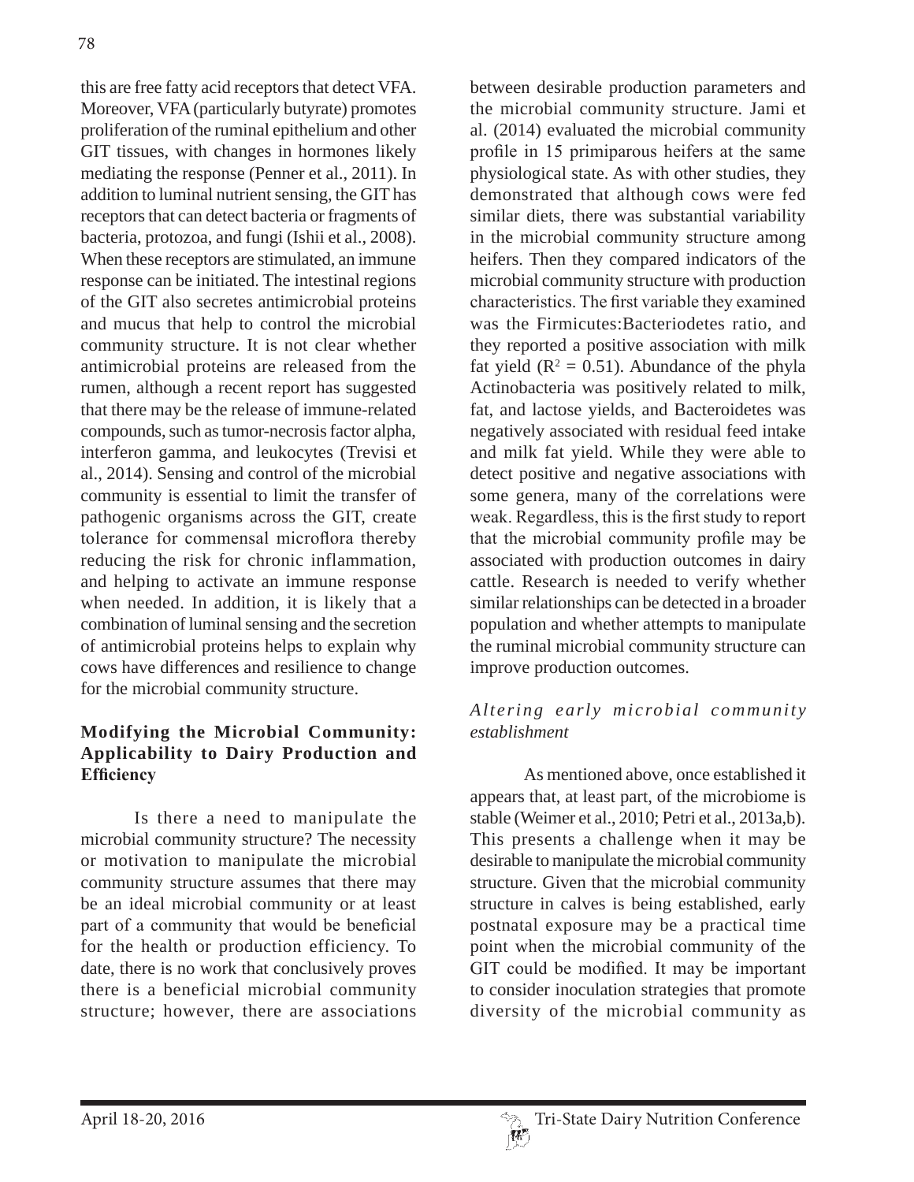this are free fatty acid receptors that detect VFA. Moreover, VFA (particularly butyrate) promotes proliferation of the ruminal epithelium and other GIT tissues, with changes in hormones likely mediating the response (Penner et al., 2011). In addition to luminal nutrient sensing, the GIT has receptors that can detect bacteria or fragments of bacteria, protozoa, and fungi (Ishii et al., 2008). When these receptors are stimulated, an immune response can be initiated. The intestinal regions of the GIT also secretes antimicrobial proteins and mucus that help to control the microbial community structure. It is not clear whether antimicrobial proteins are released from the rumen, although a recent report has suggested that there may be the release of immune-related compounds, such as tumor-necrosis factor alpha, interferon gamma, and leukocytes (Trevisi et al., 2014). Sensing and control of the microbial community is essential to limit the transfer of pathogenic organisms across the GIT, create tolerance for commensal microflora thereby reducing the risk for chronic inflammation, and helping to activate an immune response when needed. In addition, it is likely that a combination of luminal sensing and the secretion of antimicrobial proteins helps to explain why cows have differences and resilience to change for the microbial community structure.

## Modifying the Microbial Community: Applicability to Dairy Production and Efficiency

Is there a need to manipulate the microbial community structure? The necessity or motivation to manipulate the microbial community structure assumes that there may be an ideal microbial community or at least part of a community that would be beneficial for the health or production efficiency. To date, there is no work that conclusively proves there is a beneficial microbial community structure; however, there are associations between desirable production parameters and the microbial community structure. Jami et al. (2014) evaluated the microbial community profile in 15 primiparous heifers at the same physiological state. As with other studies, they demonstrated that although cows were fed similar diets, there was substantial variability in the microbial community structure among heifers. Then they compared indicators of the microbial community structure with production characteristics. The first variable they examined was the Firmicutes:Bacteriodetes ratio, and they reported a positive association with milk fat yield ($R^2 = 0.51$). Abundance of the phyla Actinobacteria was positively related to milk, fat, and lactose yields, and Bacteroidetes was negatively associated with residual feed intake and milk fat yield. While they were able to detect positive and negative associations with some genera, many of the correlations were weak. Regardless, this is the first study to report that the microbial community profile may be associated with production outcomes in dairy cattle. Research is needed to verify whether similar relationships can be detected in a broader population and whether attempts to manipulate the ruminal microbial community structure can improve production outcomes.

### *Altering early microbial community establishment*

As mentioned above, once established it appears that, at least part, of the microbiome is stable (Weimer et al., 2010; Petri et al., 2013a,b). This presents a challenge when it may be desirable to manipulate the microbial community structure. Given that the microbial community structure in calves is being established, early postnatal exposure may be a practical time point when the microbial community of the GIT could be modified. It may be important to consider inoculation strategies that promote diversity of the microbial community as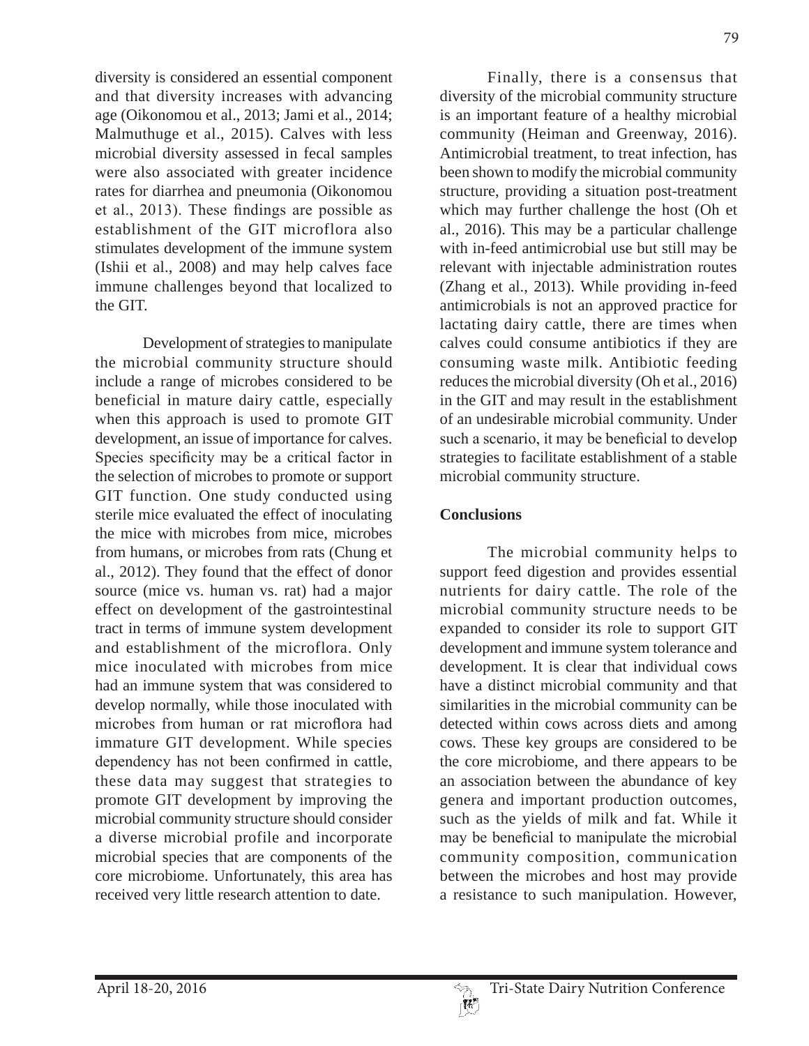diversity is considered an essential component and that diversity increases with advancing age (Oikonomou et al., 2013; Jami et al., 2014; Malmuthuge et al., 2015). Calves with less microbial diversity assessed in fecal samples were also associated with greater incidence rates for diarrhea and pneumonia (Oikonomou et al., 2013). These findings are possible as establishment of the GIT microflora also stimulates development of the immune system (Ishii et al., 2008) and may help calves face immune challenges beyond that localized to the GIT.

Development of strategies to manipulate the microbial community structure should include a range of microbes considered to be beneficial in mature dairy cattle, especially when this approach is used to promote GIT development, an issue of importance for calves. Species specificity may be a critical factor in the selection of microbes to promote or support GIT function. One study conducted using sterile mice evaluated the effect of inoculating the mice with microbes from mice, microbes from humans, or microbes from rats (Chung et al., 2012). They found that the effect of donor source (mice vs. human vs. rat) had a major effect on development of the gastrointestinal tract in terms of immune system development and establishment of the microflora. Only mice inoculated with microbes from mice had an immune system that was considered to develop normally, while those inoculated with microbes from human or rat microflora had immature GIT development. While species dependency has not been confirmed in cattle, these data may suggest that strategies to promote GIT development by improving the microbial community structure should consider a diverse microbial profile and incorporate microbial species that are components of the core microbiome. Unfortunately, this area has received very little research attention to date.

Finally, there is a consensus that diversity of the microbial community structure is an important feature of a healthy microbial community (Heiman and Greenway, 2016). Antimicrobial treatment, to treat infection, has been shown to modify the microbial community structure, providing a situation post-treatment which may further challenge the host (Oh et al., 2016). This may be a particular challenge with in-feed antimicrobial use but still may be relevant with injectable administration routes (Zhang et al., 2013). While providing in-feed antimicrobials is not an approved practice for lactating dairy cattle, there are times when calves could consume antibiotics if they are consuming waste milk. Antibiotic feeding reduces the microbial diversity (Oh et al., 2016) in the GIT and may result in the establishment of an undesirable microbial community. Under such a scenario, it may be beneficial to develop strategies to facilitate establishment of a stable microbial community structure.

## Conclusions

The microbial community helps to support feed digestion and provides essential nutrients for dairy cattle. The role of the microbial community structure needs to be expanded to consider its role to support GIT development and immune system tolerance and development. It is clear that individual cows have a distinct microbial community and that similarities in the microbial community can be detected within cows across diets and among cows. These key groups are considered to be the core microbiome, and there appears to be an association between the abundance of key genera and important production outcomes, such as the yields of milk and fat. While it may be beneficial to manipulate the microbial community composition, communication between the microbes and host may provide a resistance to such manipulation. However,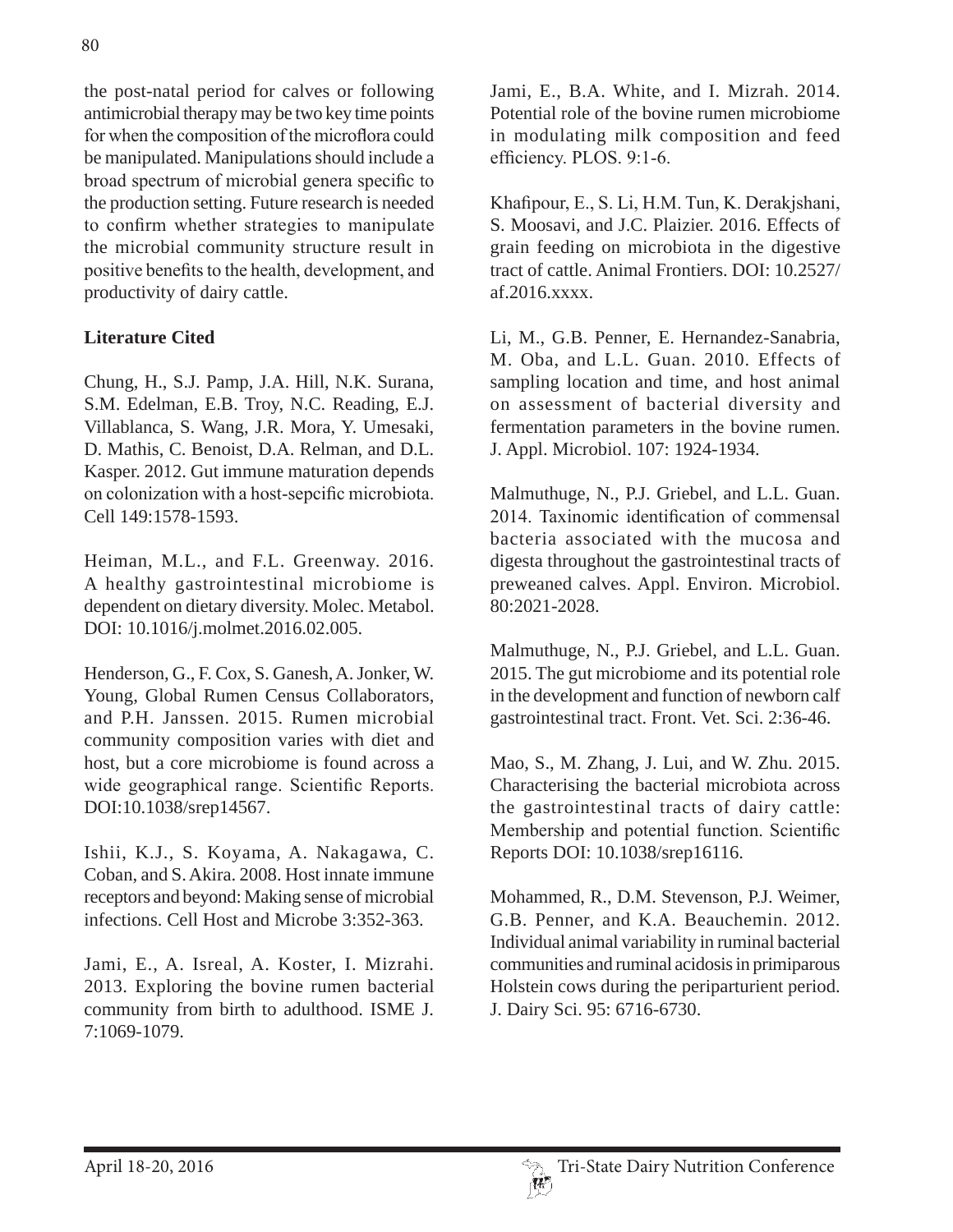the post-natal period for calves or following antimicrobial therapy may be two key time points for when the composition of the microflora could be manipulated. Manipulations should include a broad spectrum of microbial genera specific to the production setting. Future research is needed to confirm whether strategies to manipulate the microbial community structure result in positive benefits to the health, development, and productivity of dairy cattle.

**Literature Cited**

Chung, H., S.J. Pamp, J.A. Hill, N.K. Surana, S.M. Edelman, E.B. Troy, N.C. Reading, E.J. Villablanca, S. Wang, J.R. Mora, Y. Umesaki, D. Mathis, C. Benoist, D.A. Relman, and D.L. Kasper. 2012. Gut immune maturation depends on colonization with a host-sepcific microbiota. Cell 149:1578-1593.

Heiman, M.L., and F.L. Greenway. 2016. A healthy gastrointestinal microbiome is dependent on dietary diversity. Molec. Metabol. DOI: 10.1016/j.molmet.2016.02.005.

Henderson, G., F. Cox, S. Ganesh, A. Jonker, W. Young, Global Rumen Census Collaborators, and P.H. Janssen. 2015. Rumen microbial community composition varies with diet and host, but a core microbiome is found across a wide geographical range. Scientific Reports. DOI:10.1038/srep14567.

Ishii, K.J., S. Koyama, A. Nakagawa, C. Coban, and S. Akira. 2008. Host innate immune receptors and beyond: Making sense of microbial infections. Cell Host and Microbe 3:352-363.

Jami, E., A. Isreal, A. Koster, I. Mizrahi. 2013. Exploring the bovine rumen bacterial community from birth to adulthood. ISME J. 7:1069-1079.

Jami, E., B.A. White, and I. Mizrah. 2014. Potential role of the bovine rumen microbiome in modulating milk composition and feed efficiency. PLOS. 9:1-6.

Khafipour, E., S. Li, H.M. Tun, K. Derakjshani, S. Moosavi, and J.C. Plaizier. 2016. Effects of grain feeding on microbiota in the digestive tract of cattle. Animal Frontiers. DOI: 10.2527/af.2016.xxxx.

Li, M., G.B. Penner, E. Hernandez-Sanabria, M. Oba, and L.L. Guan. 2010. Effects of sampling location and time, and host animal on assessment of bacterial diversity and fermentation parameters in the bovine rumen. J. Appl. Microbiol. 107: 1924-1934.

Malmuthuge, N., P.J. Griebel, and L.L. Guan. 2014. Taxinomic identification of commensal bacteria associated with the mucosa and digesta throughout the gastrointestinal tracts of preweaned calves. Appl. Environ. Microbiol. 80:2021-2028.

Malmuthuge, N., P.J. Griebel, and L.L. Guan. 2015. The gut microbiome and its potential role in the development and function of newborn calf gastrointestinal tract. Front. Vet. Sci. 2:36-46.

Mao, S., M. Zhang, J. Lui, and W. Zhu. 2015. Characterising the bacterial microbiota across the gastrointestinal tracts of dairy cattle: Membership and potential function. Scientific Reports DOI: 10.1038/srep16116.

Mohammed, R., D.M. Stevenson, P.J. Weimer, G.B. Penner, and K.A. Beauchemin. 2012. Individual animal variability in ruminal bacterial communities and ruminal acidosis in primiparous Holstein cows during the periparturient period. J. Dairy Sci. 95: 6716-6730.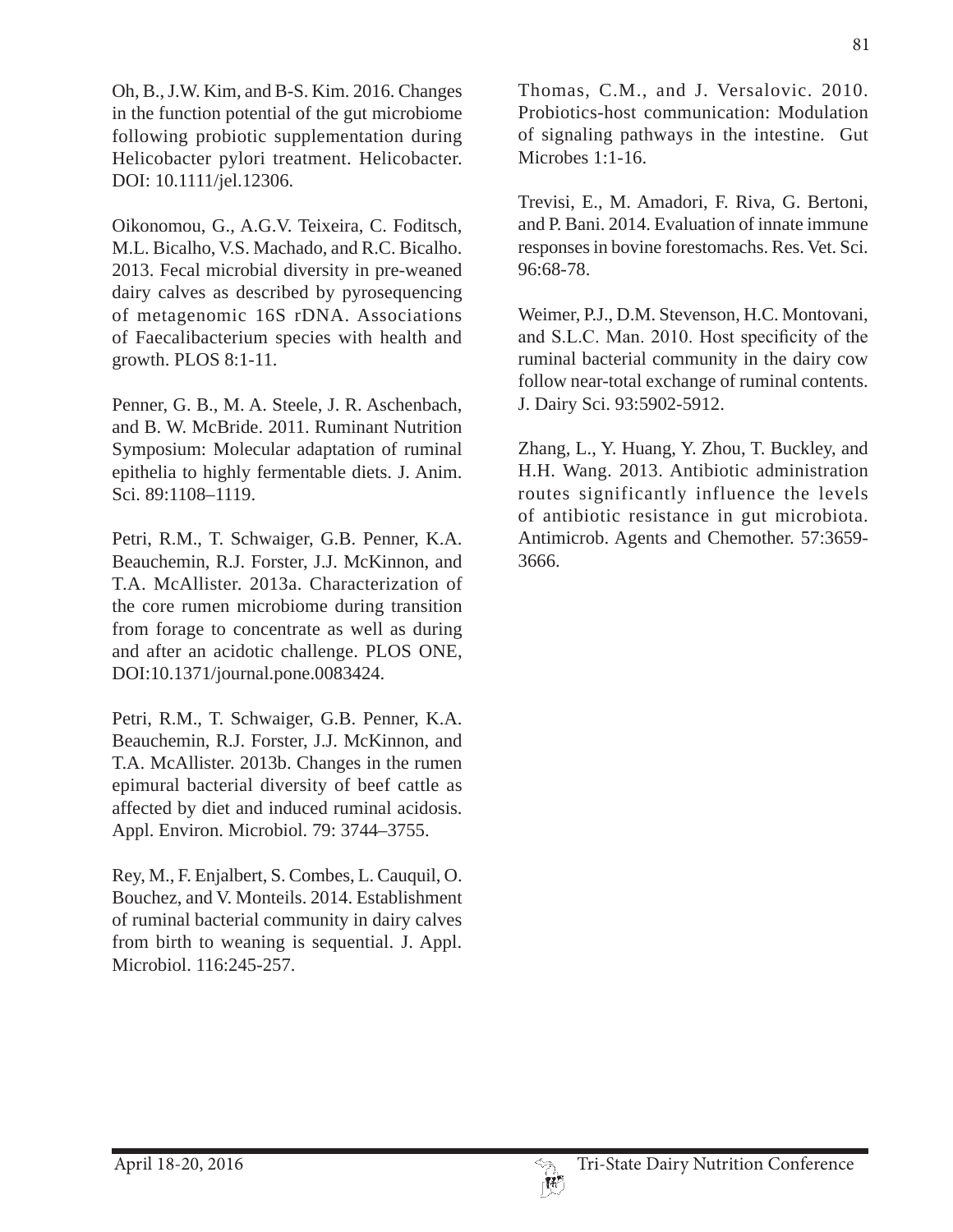Oh, B., J.W. Kim, and B-S. Kim. 2016. Changes in the function potential of the gut microbiome following probiotic supplementation during Helicobacter pylori treatment. Helicobacter. DOI: 10.1111/jel.12306.

Oikonomou, G., A.G.V. Teixeira, C. Foditsch, M.L. Bicalho, V.S. Machado, and R.C. Bicalho. 2013. Fecal microbial diversity in pre-weaned dairy calves as described by pyrosequencing of metagenomic 16S rDNA. Associations of Faecalibacterium species with health and growth. PLOS 8:1-11.

Penner, G. B., M. A. Steele, J. R. Aschenbach, and B. W. McBride. 2011. Ruminant Nutrition Symposium: Molecular adaptation of ruminal epithelia to highly fermentable diets. J. Anim. Sci. 89:1108–1119.

Petri, R.M., T. Schwaiger, G.B. Penner, K.A. Beauchemin, R.J. Forster, J.J. McKinnon, and T.A. McAllister. 2013a. Characterization of the core rumen microbiome during transition from forage to concentrate as well as during and after an acidotic challenge. PLOS ONE, DOI:10.1371/journal.pone.0083424.

Petri, R.M., T. Schwaiger, G.B. Penner, K.A. Beauchemin, R.J. Forster, J.J. McKinnon, and T.A. McAllister. 2013b. Changes in the rumen epimural bacterial diversity of beef cattle as affected by diet and induced ruminal acidosis. Appl. Environ. Microbiol. 79: 3744–3755.

Rey, M., F. Enjalbert, S. Combes, L. Cauquil, O. Bouchez, and V. Monteils. 2014. Establishment of ruminal bacterial community in dairy calves from birth to weaning is sequential. J. Appl. Microbiol. 116:245-257.

Thomas, C.M., and J. Versalovic. 2010. Probiotics-host communication: Modulation of signaling pathways in the intestine. Gut Microbes 1:1-16.

Trevisi, E., M. Amadori, F. Riva, G. Bertoni, and P. Bani. 2014. Evaluation of innate immune responses in bovine forestomachs. Res. Vet. Sci. 96:68-78.

Weimer, P.J., D.M. Stevenson, H.C. Montovani, and S.L.C. Man. 2010. Host specificity of the ruminal bacterial community in the dairy cow follow near-total exchange of ruminal contents. J. Dairy Sci. 93:5902-5912.

Zhang, L., Y. Huang, Y. Zhou, T. Buckley, and H.H. Wang. 2013. Antibiotic administration routes significantly influence the levels of antibiotic resistance in gut microbiota. Antimicrob. Agents and Chemother. 57:3659-3666.